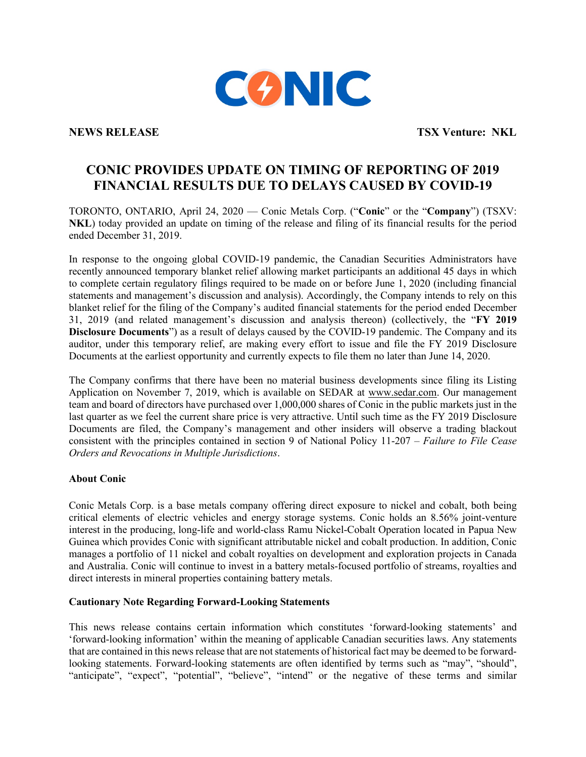**NEWS RELEASE** **TSX Venture: NKL**

# CONIC PROVIDES UPDATE ON TIMING OF REPORTING OF 2019 FINANCIAL RESULTS DUE TO DELAYS CAUSED BY COVID-19

TORONTO, ONTARIO, April 24, 2020 — Conic Metals Corp. ("**Conic**" or the "**Company**") (TSXV: **NKL**) today provided an update on timing of the release and filing of its financial results for the period ended December 31, 2019.

In response to the ongoing global COVID-19 pandemic, the Canadian Securities Administrators have recently announced temporary blanket relief allowing market participants an additional 45 days in which to complete certain regulatory filings required to be made on or before June 1, 2020 (including financial statements and management's discussion and analysis). Accordingly, the Company intends to rely on this blanket relief for the filing of the Company's audited financial statements for the period ended December 31, 2019 (and related management's discussion and analysis thereon) (collectively, the "**FY 2019 Disclosure Documents**") as a result of delays caused by the COVID-19 pandemic. The Company and its auditor, under this temporary relief, are making every effort to issue and file the FY 2019 Disclosure Documents at the earliest opportunity and currently expects to file them no later than June 14, 2020.

The Company confirms that there have been no material business developments since filing its Listing Application on November 7, 2019, which is available on SEDAR at www.sedar.com. Our management team and board of directors have purchased over 1,000,000 shares of Conic in the public markets just in the last quarter as we feel the current share price is very attractive. Until such time as the FY 2019 Disclosure Documents are filed, the Company's management and other insiders will observe a trading blackout consistent with the principles contained in section 9 of National Policy 11-207 – *Failure to File Cease Orders and Revocations in Multiple Jurisdictions*.

**About Conic**

Conic Metals Corp. is a base metals company offering direct exposure to nickel and cobalt, both being critical elements of electric vehicles and energy storage systems. Conic holds an 8.56% joint-venture interest in the producing, long-life and world-class Ramu Nickel-Cobalt Operation located in Papua New Guinea which provides Conic with significant attributable nickel and cobalt production. In addition, Conic manages a portfolio of 11 nickel and cobalt royalties on development and exploration projects in Canada and Australia. Conic will continue to invest in a battery metals-focused portfolio of streams, royalties and direct interests in mineral properties containing battery metals.

**Cautionary Note Regarding Forward-Looking Statements**

This news release contains certain information which constitutes 'forward-looking statements' and 'forward-looking information' within the meaning of applicable Canadian securities laws. Any statements that are contained in this news release that are not statements of historical fact may be deemed to be forward-looking statements. Forward-looking statements are often identified by terms such as "may", "should", "anticipate", "expect", "potential", "believe", "intend" or the negative of these terms and similar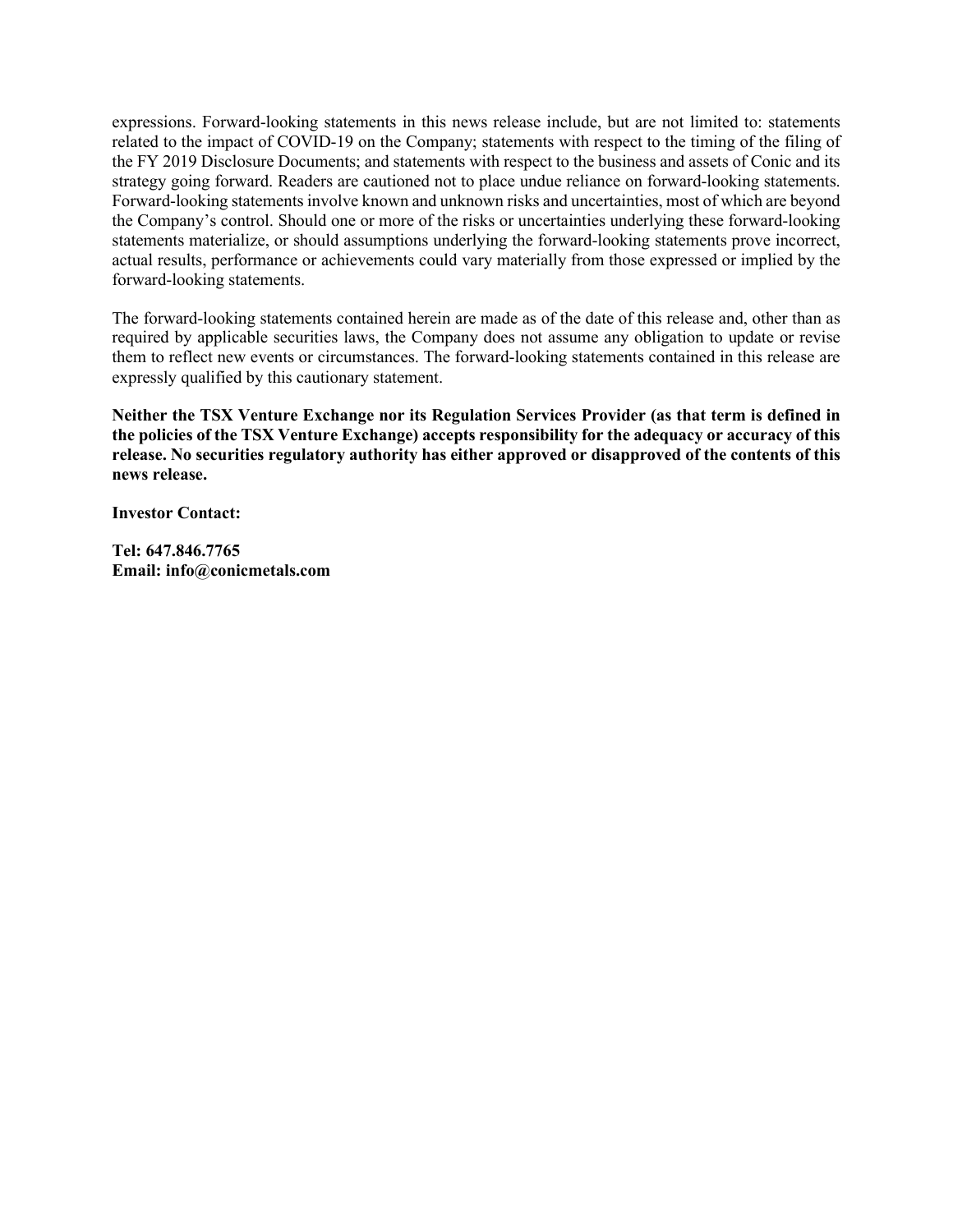expressions. Forward-looking statements in this news release include, but are not limited to: statements related to the impact of COVID-19 on the Company; statements with respect to the timing of the filing of the FY 2019 Disclosure Documents; and statements with respect to the business and assets of Conic and its strategy going forward. Readers are cautioned not to place undue reliance on forward-looking statements. Forward-looking statements involve known and unknown risks and uncertainties, most of which are beyond the Company's control. Should one or more of the risks or uncertainties underlying these forward-looking statements materialize, or should assumptions underlying the forward-looking statements prove incorrect, actual results, performance or achievements could vary materially from those expressed or implied by the forward-looking statements.

The forward-looking statements contained herein are made as of the date of this release and, other than as required by applicable securities laws, the Company does not assume any obligation to update or revise them to reflect new events or circumstances. The forward-looking statements contained in this release are expressly qualified by this cautionary statement.

**Neither the TSX Venture Exchange nor its Regulation Services Provider (as that term is defined in the policies of the TSX Venture Exchange) accepts responsibility for the adequacy or accuracy of this release. No securities regulatory authority has either approved or disapproved of the contents of this news release.**

**Investor Contact:**

**Tel: 647.846.7765**
**Email: info@conicmetals.com**